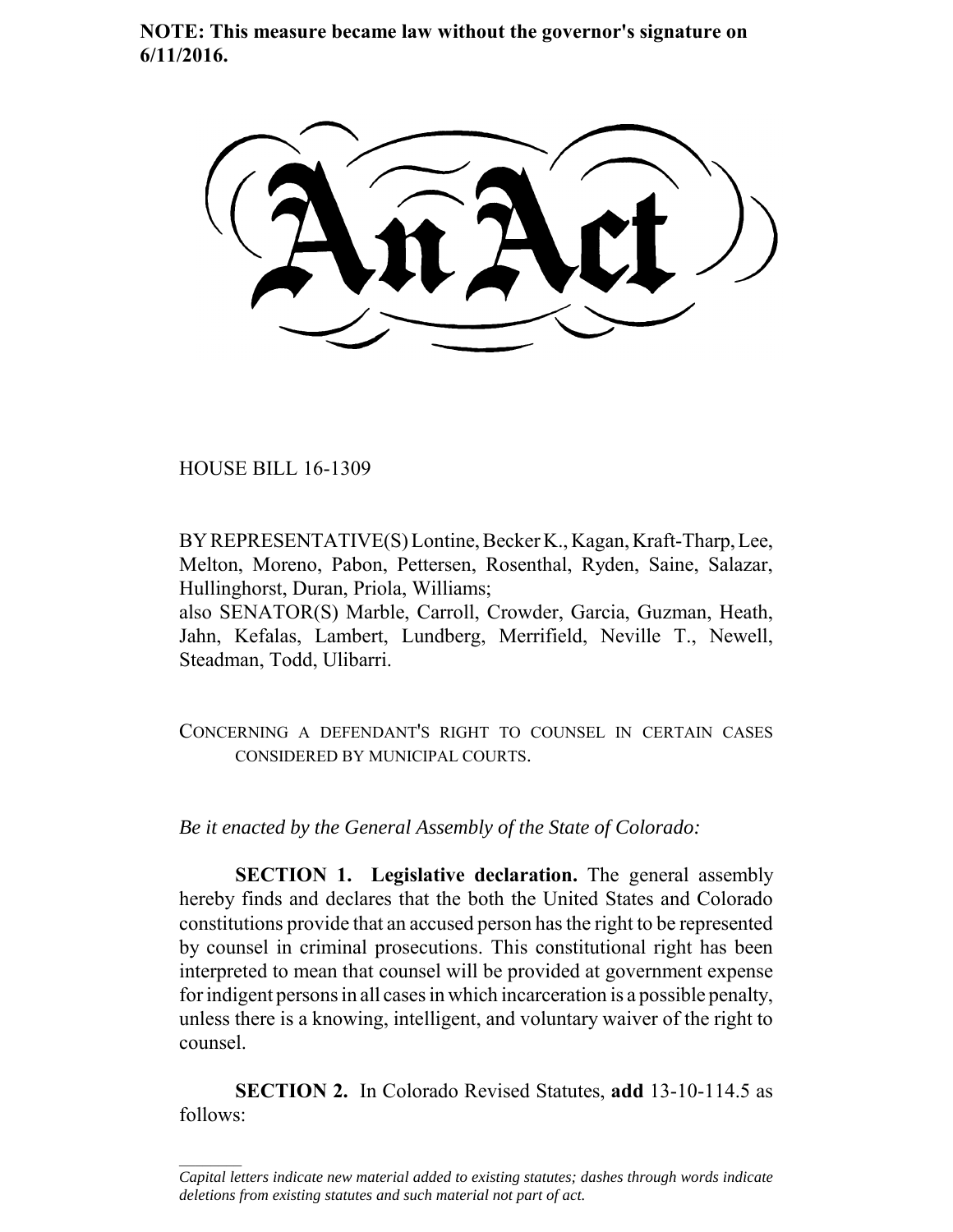**NOTE: This measure became law without the governor's signature on 6/11/2016.**

# An Act

HOUSE BILL 16-1309

BY REPRESENTATIVE(S) Lontine, Becker K., Kagan, Kraft-Tharp, Lee, Melton, Moreno, Pabon, Pettersen, Rosenthal, Ryden, Saine, Salazar, Hullinghorst, Duran, Priola, Williams;
also SENATOR(S) Marble, Carroll, Crowder, Garcia, Guzman, Heath, Jahn, Kefalas, Lambert, Lundberg, Merrifield, Neville T., Newell, Steadman, Todd, Ulibarri.

CONCERNING A DEFENDANT'S RIGHT TO COUNSEL IN CERTAIN CASES CONSIDERED BY MUNICIPAL COURTS.

*Be it enacted by the General Assembly of the State of Colorado:*

**SECTION 1. Legislative declaration.** The general assembly hereby finds and declares that the both the United States and Colorado constitutions provide that an accused person has the right to be represented by counsel in criminal prosecutions. This constitutional right has been interpreted to mean that counsel will be provided at government expense for indigent persons in all cases in which incarceration is a possible penalty, unless there is a knowing, intelligent, and voluntary waiver of the right to counsel.

**SECTION 2.** In Colorado Revised Statutes, **add** 13-10-114.5 as follows:

*Capital letters indicate new material added to existing statutes; dashes through words indicate deletions from existing statutes and such material not part of act.*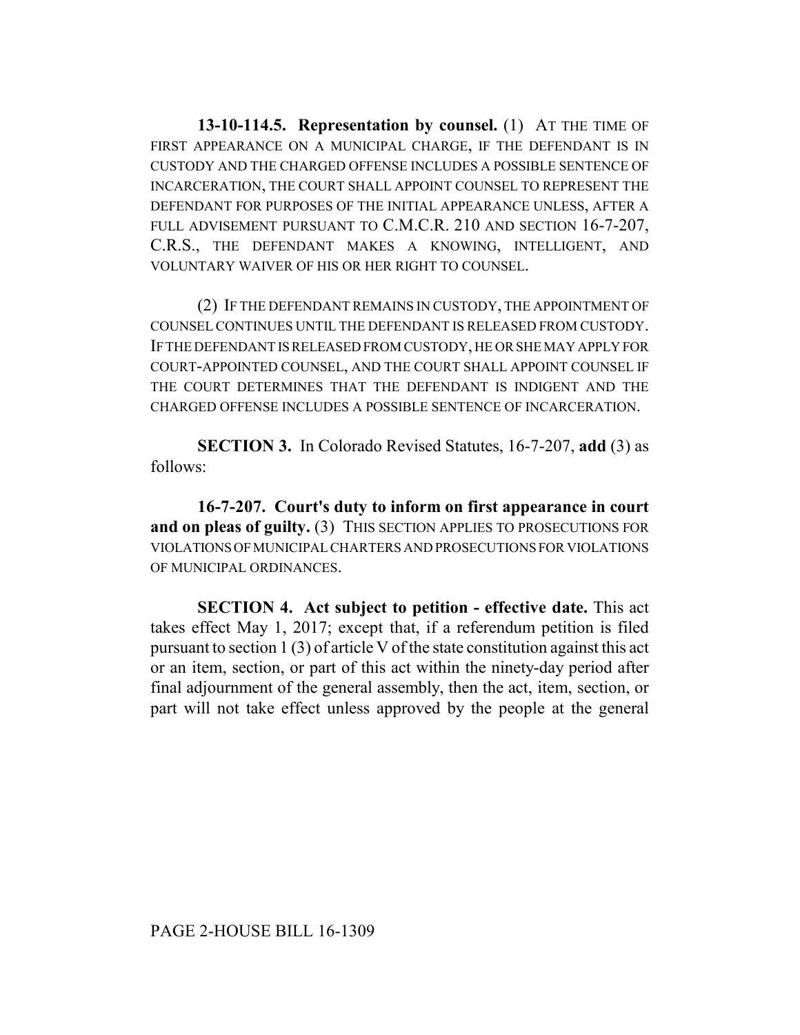**13-10-114.5. Representation by counsel.** (1) AT THE TIME OF FIRST APPEARANCE ON A MUNICIPAL CHARGE, IF THE DEFENDANT IS IN CUSTODY AND THE CHARGED OFFENSE INCLUDES A POSSIBLE SENTENCE OF INCARCERATION, THE COURT SHALL APPOINT COUNSEL TO REPRESENT THE DEFENDANT FOR PURPOSES OF THE INITIAL APPEARANCE UNLESS, AFTER A FULL ADVISEMENT PURSUANT TO C.M.C.R. 210 AND SECTION 16-7-207, C.R.S., THE DEFENDANT MAKES A KNOWING, INTELLIGENT, AND VOLUNTARY WAIVER OF HIS OR HER RIGHT TO COUNSEL.

(2) IF THE DEFENDANT REMAINS IN CUSTODY, THE APPOINTMENT OF COUNSEL CONTINUES UNTIL THE DEFENDANT IS RELEASED FROM CUSTODY. IF THE DEFENDANT IS RELEASED FROM CUSTODY, HE OR SHE MAY APPLY FOR COURT-APPOINTED COUNSEL, AND THE COURT SHALL APPOINT COUNSEL IF THE COURT DETERMINES THAT THE DEFENDANT IS INDIGENT AND THE CHARGED OFFENSE INCLUDES A POSSIBLE SENTENCE OF INCARCERATION.

**SECTION 3.** In Colorado Revised Statutes, 16-7-207, **add** (3) as follows:

**16-7-207. Court's duty to inform on first appearance in court and on pleas of guilty.** (3) THIS SECTION APPLIES TO PROSECUTIONS FOR VIOLATIONS OF MUNICIPAL CHARTERS AND PROSECUTIONS FOR VIOLATIONS OF MUNICIPAL ORDINANCES.

**SECTION 4. Act subject to petition - effective date.** This act takes effect May 1, 2017; except that, if a referendum petition is filed pursuant to section 1 (3) of article V of the state constitution against this act or an item, section, or part of this act within the ninety-day period after final adjournment of the general assembly, then the act, item, section, or part will not take effect unless approved by the people at the general

PAGE 2-HOUSE BILL 16-1309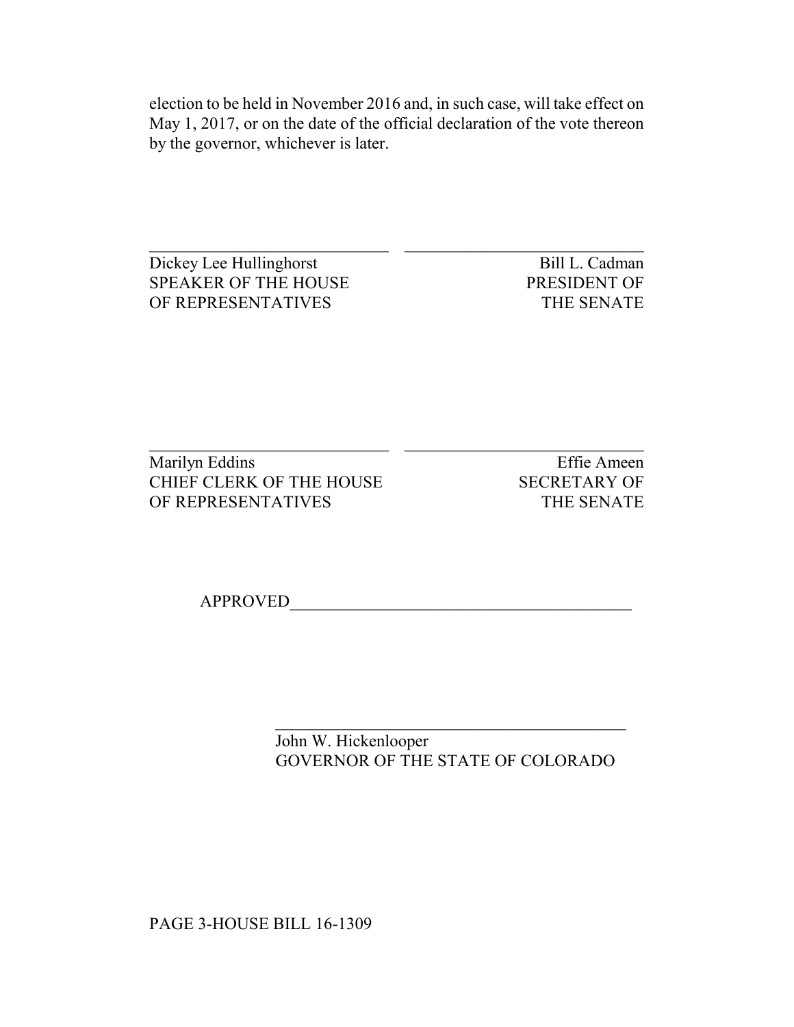election to be held in November 2016 and, in such case, will take effect on May 1, 2017, or on the date of the official declaration of the vote thereon by the governor, whichever is later.

| | |
|---|---|
| ____________________________ | ____________________________ |
| Dickey Lee Hullinghorst | Bill L. Cadman |
| SPEAKER OF THE HOUSE OF REPRESENTATIVES | PRESIDENT OF THE SENATE |

| | |
|---|---|
| ____________________________ | ____________________________ |
| Marilyn Eddins | Effie Ameen |
| CHIEF CLERK OF THE HOUSE OF REPRESENTATIVES | SECRETARY OF THE SENATE |

APPROVED________________________________________

________________________________________

John W. Hickenlooper
GOVERNOR OF THE STATE OF COLORADO

PAGE 3-HOUSE BILL 16-1309